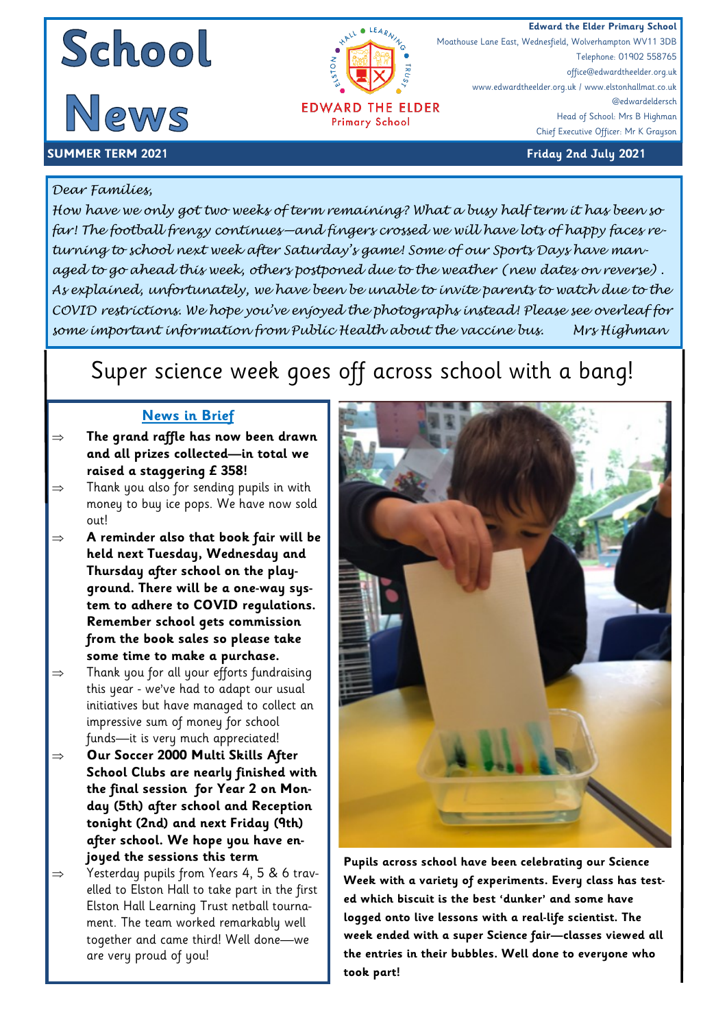# School News

**Edward the Elder Primary School**
Moathouse Lane East, Wednesfield, Wolverhampton WV11 3DB
Telephone: 01902 558765
office@edwardtheelder.org.uk
www.edwardtheelder.org.uk / www.elstonhallmat.co.uk
@edwardeldersch
Head of School: Mrs B Highman
Chief Executive Officer: Mr K Grayson

EDWARD THE ELDER Primary School

**SUMMER TERM 2021** — **Friday 2nd July 2021**

*Dear Families,*

*How have we only got two weeks of term remaining? What a busy half term it has been so far! The football frenzy continues—and fingers crossed we will have lots of happy faces returning to school next week after Saturday's game! Some of our Sports Days have managed to go ahead this week, others postponed due to the weather (new dates on reverse). As explained, unfortunately, we have been be unable to invite parents to watch due to the COVID restrictions. We hope you've enjoyed the photographs instead! Please see overleaf for some important information from Public Health about the vaccine bus.* *Mrs Highman*

## Super science week goes off across school with a bang!

### News in Brief

- **The grand raffle has now been drawn and all prizes collected—in total we raised a staggering £ 358!**
- Thank you also for sending pupils in with money to buy ice pops. We have now sold out!
- **A reminder also that book fair will be held next Tuesday, Wednesday and Thursday after school on the playground. There will be a one-way system to adhere to COVID regulations. Remember school gets commission from the book sales so please take some time to make a purchase.**
- Thank you for all your efforts fundraising this year - we've had to adapt our usual initiatives but have managed to collect an impressive sum of money for school funds—it is very much appreciated!
- **Our Soccer 2000 Multi Skills After School Clubs are nearly finished with the final session for Year 2 on Monday (5th) after school and Reception tonight (2nd) and next Friday (9th) after school. We hope you have enjoyed the sessions this term**
- Yesterday pupils from Years 4, 5 & 6 travelled to Elston Hall to take part in the first Elston Hall Learning Trust netball tournament. The team worked remarkably well together and came third! Well done—we are very proud of you!

**Pupils across school have been celebrating our Science Week with a variety of experiments. Every class has tested which biscuit is the best 'dunker' and some have logged onto live lessons with a real-life scientist. The week ended with a super Science fair—classes viewed all the entries in their bubbles. Well done to everyone who took part!**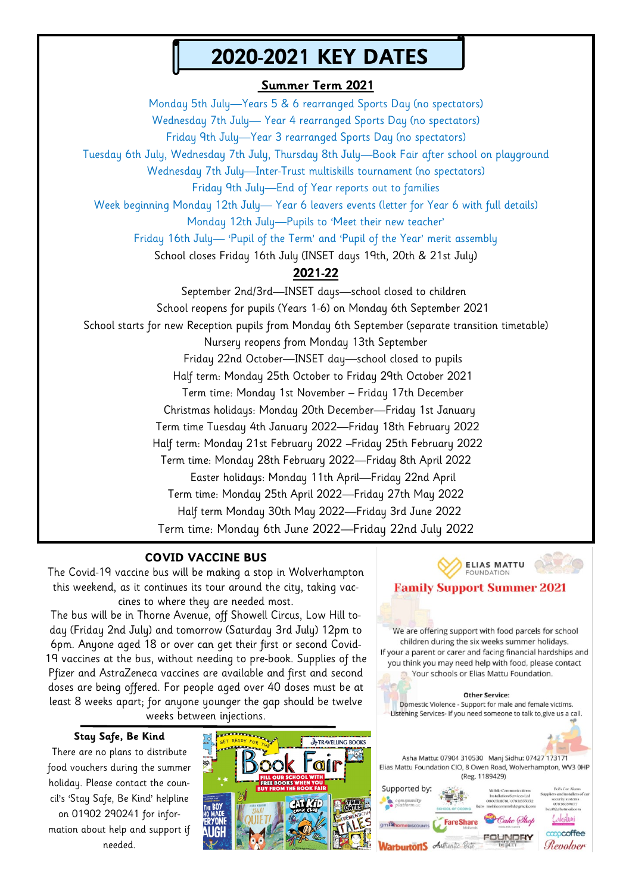# 2020-2021 KEY DATES

## Summer Term 2021

Monday 5th July—Years 5 & 6 rearranged Sports Day (no spectators)

Wednesday 7th July— Year 4 rearranged Sports Day (no spectators)

Friday 9th July—Year 3 rearranged Sports Day (no spectators)

Tuesday 6th July, Wednesday 7th July, Thursday 8th July—Book Fair after school on playground

Wednesday 7th July—Inter-Trust multiskills tournament (no spectators)

Friday 9th July—End of Year reports out to families

Week beginning Monday 12th July— Year 6 leavers events (letter for Year 6 with full details)

Monday 12th July—Pupils to 'Meet their new teacher'

Friday 16th July— 'Pupil of the Term' and 'Pupil of the Year' merit assembly

School closes Friday 16th July (INSET days 19th, 20th & 21st July)

## 2021-22

September 2nd/3rd—INSET days—school closed to children

School reopens for pupils (Years 1-6) on Monday 6th September 2021

School starts for new Reception pupils from Monday 6th September (separate transition timetable)

Nursery reopens from Monday 13th September

Friday 22nd October—INSET day—school closed to pupils

Half term: Monday 25th October to Friday 29th October 2021

Term time: Monday 1st November – Friday 17th December

Christmas holidays: Monday 20th December—Friday 1st January

Term time Tuesday 4th January 2022—Friday 18th February 2022

Half term: Monday 21st February 2022 –Friday 25th February 2022

Term time: Monday 28th February 2022—Friday 8th April 2022

Easter holidays: Monday 11th April—Friday 22nd April

Term time: Monday 25th April 2022—Friday 27th May 2022

Half term Monday 30th May 2022—Friday 3rd June 2022

Term time: Monday 6th June 2022—Friday 22nd July 2022

### COVID VACCINE BUS

The Covid-19 vaccine bus will be making a stop in Wolverhampton this weekend, as it continues its tour around the city, taking vaccines to where they are needed most.

The bus will be in Thorne Avenue, off Showell Circus, Low Hill today (Friday 2nd July) and tomorrow (Saturday 3rd July) 12pm to 6pm. Anyone aged 18 or over can get their first or second Covid-19 vaccines at the bus, without needing to pre-book. Supplies of the Pfizer and AstraZeneca vaccines are available and first and second doses are being offered. For people aged over 40 doses must be at least 8 weeks apart; for anyone younger the gap should be twelve weeks between injections.

### Stay Safe, Be Kind

There are no plans to distribute food vouchers during the summer holiday. Please contact the council's 'Stay Safe, Be Kind' helpline on 01902 290241 for information about help and support if needed.

GET READY FOR THE Book Fair
TRAVELLING BOOKS
FILL OUR SCHOOL WITH FREE BOOKS WHEN YOU BUY FROM THE BOOK FAIR

ELIAS MATTU FOUNDATION

### Family Support Summer 2021

We are offering support with food parcels for school children during the six weeks summer holidays. If your a parent or carer and facing financial hardships and you think you may need help with food, please contact Your schools or Elias Mattu Foundation.

**Other Service:**

Domestic Violence - Support for male and female victims.

Listening Services- If you need someone to talk to,give us a call.

Asha Mattu: 07904 310530 Manj Sidhu: 07427 173171

Elias Mattu Foundation CIO, 8 Owen Road, Wolverhampton, WV3 0HP (Reg. 1189429)

Supported by: